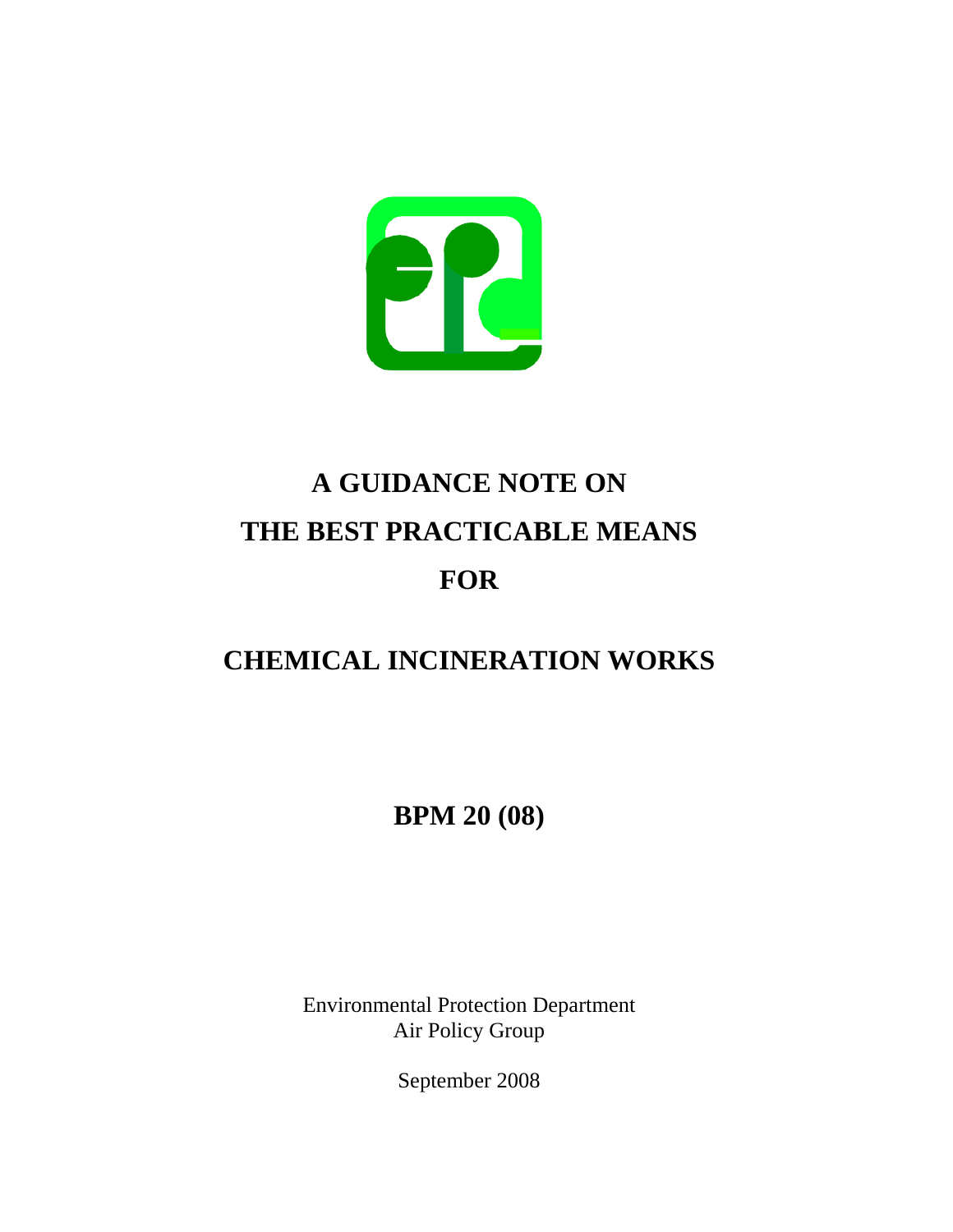# A GUIDANCE NOTE ON THE BEST PRACTICABLE MEANS FOR

# CHEMICAL INCINERATION WORKS

**BPM 20 (08)**

Environmental Protection Department
Air Policy Group

September 2008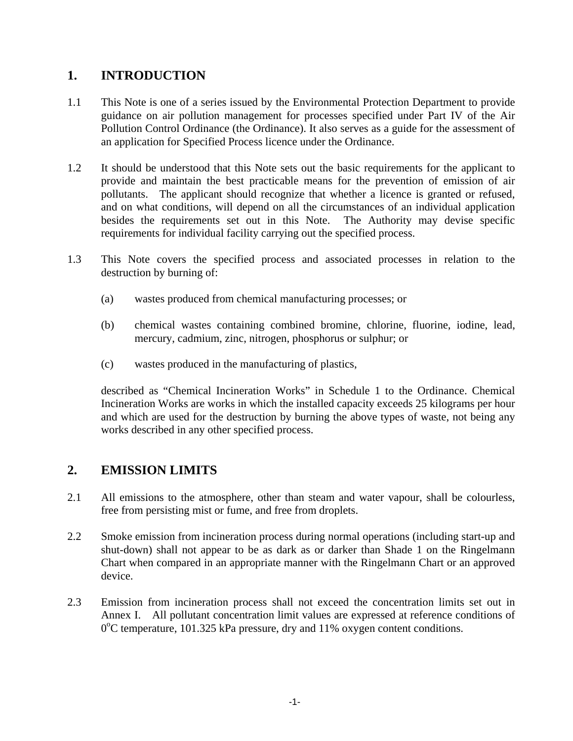## 1. INTRODUCTION

1.1 This Note is one of a series issued by the Environmental Protection Department to provide guidance on air pollution management for processes specified under Part IV of the Air Pollution Control Ordinance (the Ordinance). It also serves as a guide for the assessment of an application for Specified Process licence under the Ordinance.

1.2 It should be understood that this Note sets out the basic requirements for the applicant to provide and maintain the best practicable means for the prevention of emission of air pollutants. The applicant should recognize that whether a licence is granted or refused, and on what conditions, will depend on all the circumstances of an individual application besides the requirements set out in this Note. The Authority may devise specific requirements for individual facility carrying out the specified process.

1.3 This Note covers the specified process and associated processes in relation to the destruction by burning of:

(a) wastes produced from chemical manufacturing processes; or

(b) chemical wastes containing combined bromine, chlorine, fluorine, iodine, lead, mercury, cadmium, zinc, nitrogen, phosphorus or sulphur; or

(c) wastes produced in the manufacturing of plastics,

described as "Chemical Incineration Works" in Schedule 1 to the Ordinance. Chemical Incineration Works are works in which the installed capacity exceeds 25 kilograms per hour and which are used for the destruction by burning the above types of waste, not being any works described in any other specified process.

## 2. EMISSION LIMITS

2.1 All emissions to the atmosphere, other than steam and water vapour, shall be colourless, free from persisting mist or fume, and free from droplets.

2.2 Smoke emission from incineration process during normal operations (including start-up and shut-down) shall not appear to be as dark as or darker than Shade 1 on the Ringelmann Chart when compared in an appropriate manner with the Ringelmann Chart or an approved device.

2.3 Emission from incineration process shall not exceed the concentration limits set out in Annex I. All pollutant concentration limit values are expressed at reference conditions of $0^{o}C$ temperature, 101.325 kPa pressure, dry and 11% oxygen content conditions.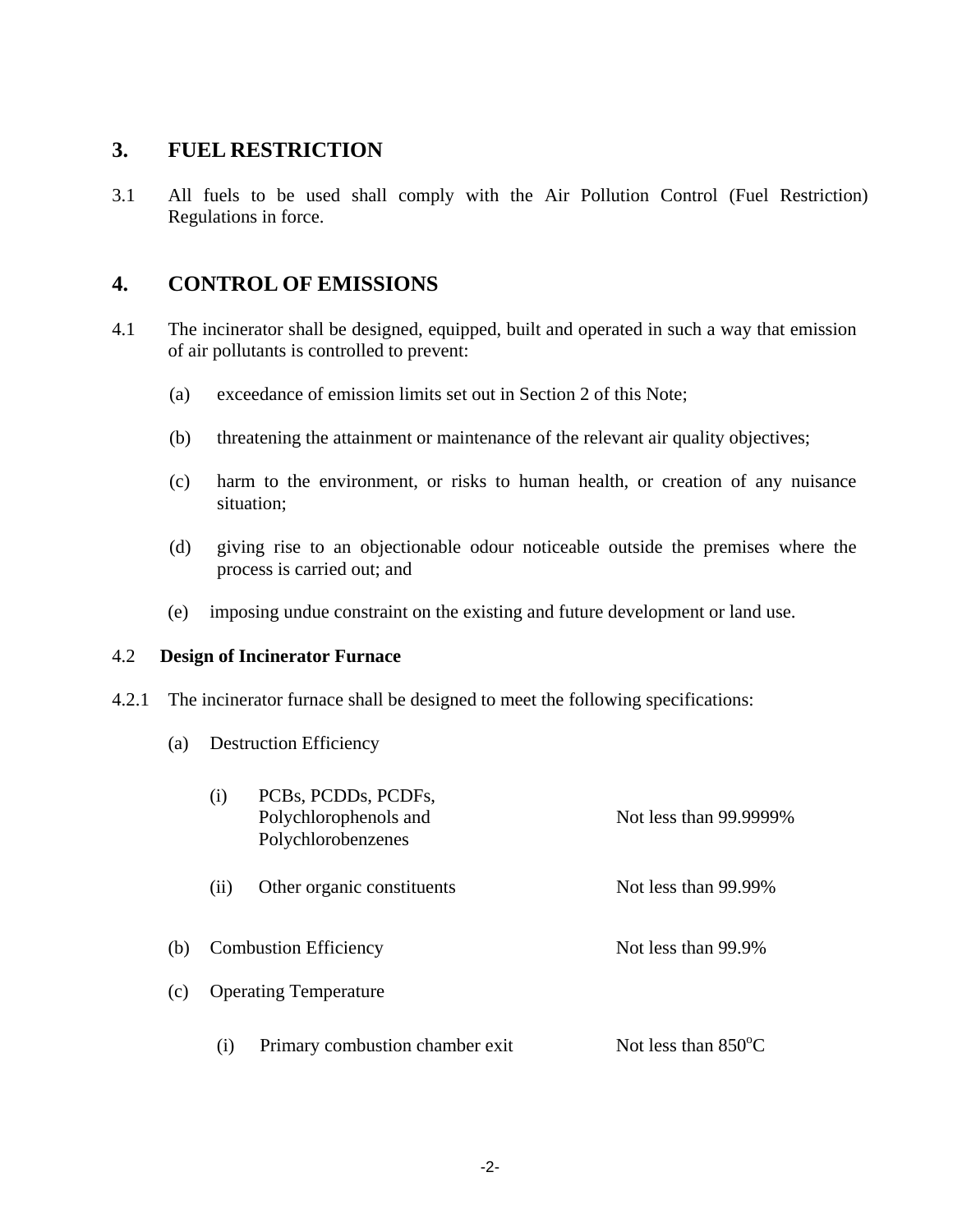## 3. FUEL RESTRICTION

3.1 All fuels to be used shall comply with the Air Pollution Control (Fuel Restriction) Regulations in force.

## 4. CONTROL OF EMISSIONS

4.1 The incinerator shall be designed, equipped, built and operated in such a way that emission of air pollutants is controlled to prevent:

(a) exceedance of emission limits set out in Section 2 of this Note;

(b) threatening the attainment or maintenance of the relevant air quality objectives;

(c) harm to the environment, or risks to human health, or creation of any nuisance situation;

(d) giving rise to an objectionable odour noticeable outside the premises where the process is carried out; and

(e) imposing undue constraint on the existing and future development or land use.

4.2 **Design of Incinerator Furnace**

4.2.1 The incinerator furnace shall be designed to meet the following specifications:

(a) Destruction Efficiency

| | |
|---|---|
| (i) PCBs, PCDDs, PCDFs, Polychlorophenols and Polychlorobenzenes | Not less than 99.9999% |
| (ii) Other organic constituents | Not less than 99.99% |

(b) Combustion Efficiency — Not less than 99.9%

(c) Operating Temperature

| | |
|---|---|
| (i) Primary combustion chamber exit | Not less than 850$^{o}$C |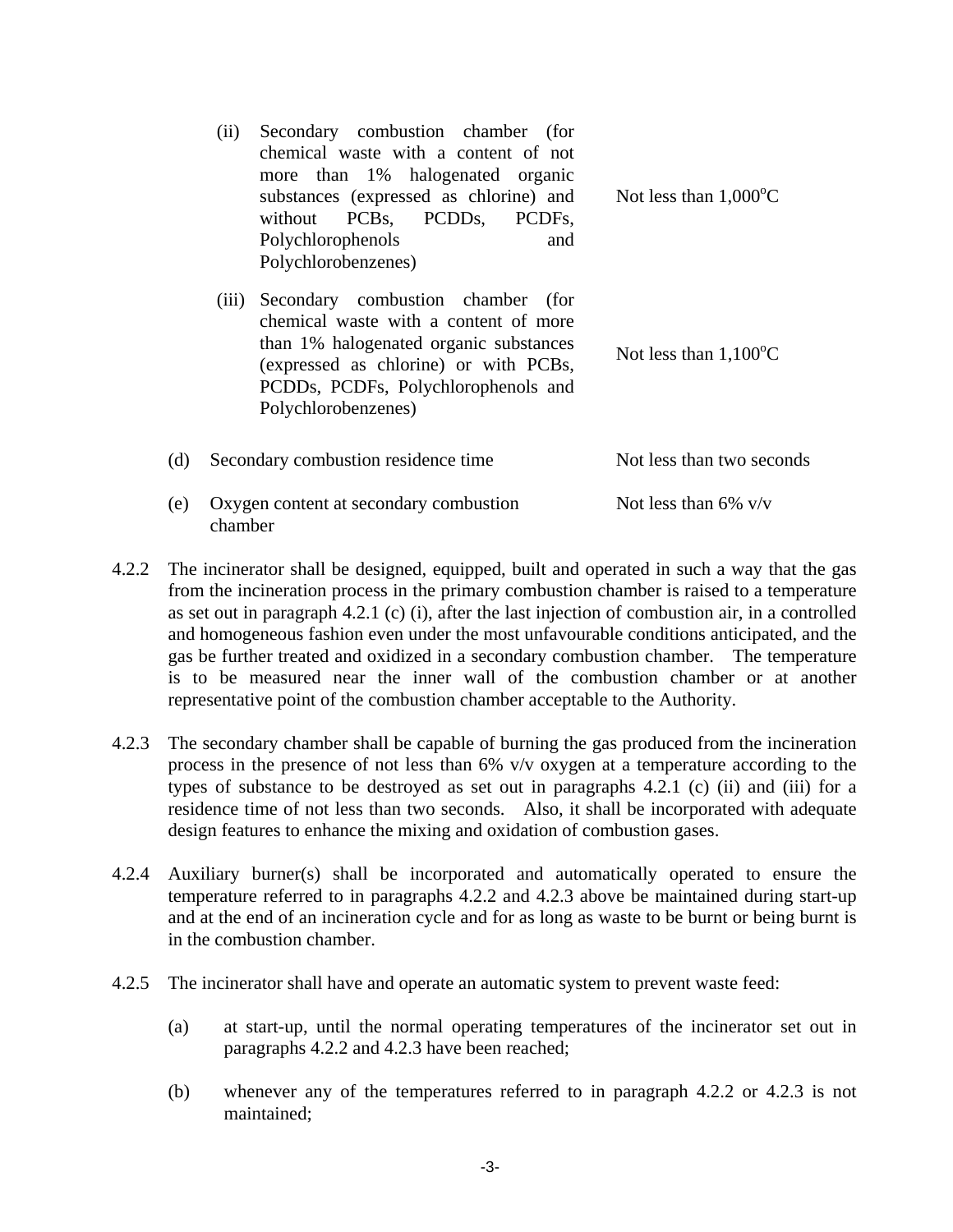| | | |
|---|---|---|
| (ii) | Secondary combustion chamber (for chemical waste with a content of not more than 1% halogenated organic substances (expressed as chlorine) and without PCBs, PCDDs, PCDFs, Polychlorophenols and Polychlorobenzenes) | Not less than 1,000$^{o}$C |
| (iii) | Secondary combustion chamber (for chemical waste with a content of more than 1% halogenated organic substances (expressed as chlorine) or with PCBs, PCDDs, PCDFs, Polychlorophenols and Polychlorobenzenes) | Not less than 1,100$^{o}$C |
| (d) | Secondary combustion residence time | Not less than two seconds |
| (e) | Oxygen content at secondary combustion chamber | Not less than 6% v/v |

4.2.2 The incinerator shall be designed, equipped, built and operated in such a way that the gas from the incineration process in the primary combustion chamber is raised to a temperature as set out in paragraph 4.2.1 (c) (i), after the last injection of combustion air, in a controlled and homogeneous fashion even under the most unfavourable conditions anticipated, and the gas be further treated and oxidized in a secondary combustion chamber. The temperature is to be measured near the inner wall of the combustion chamber or at another representative point of the combustion chamber acceptable to the Authority.

4.2.3 The secondary chamber shall be capable of burning the gas produced from the incineration process in the presence of not less than 6% v/v oxygen at a temperature according to the types of substance to be destroyed as set out in paragraphs 4.2.1 (c) (ii) and (iii) for a residence time of not less than two seconds. Also, it shall be incorporated with adequate design features to enhance the mixing and oxidation of combustion gases.

4.2.4 Auxiliary burner(s) shall be incorporated and automatically operated to ensure the temperature referred to in paragraphs 4.2.2 and 4.2.3 above be maintained during start-up and at the end of an incineration cycle and for as long as waste to be burnt or being burnt is in the combustion chamber.

4.2.5 The incinerator shall have and operate an automatic system to prevent waste feed:

(a) at start-up, until the normal operating temperatures of the incinerator set out in paragraphs 4.2.2 and 4.2.3 have been reached;

(b) whenever any of the temperatures referred to in paragraph 4.2.2 or 4.2.3 is not maintained;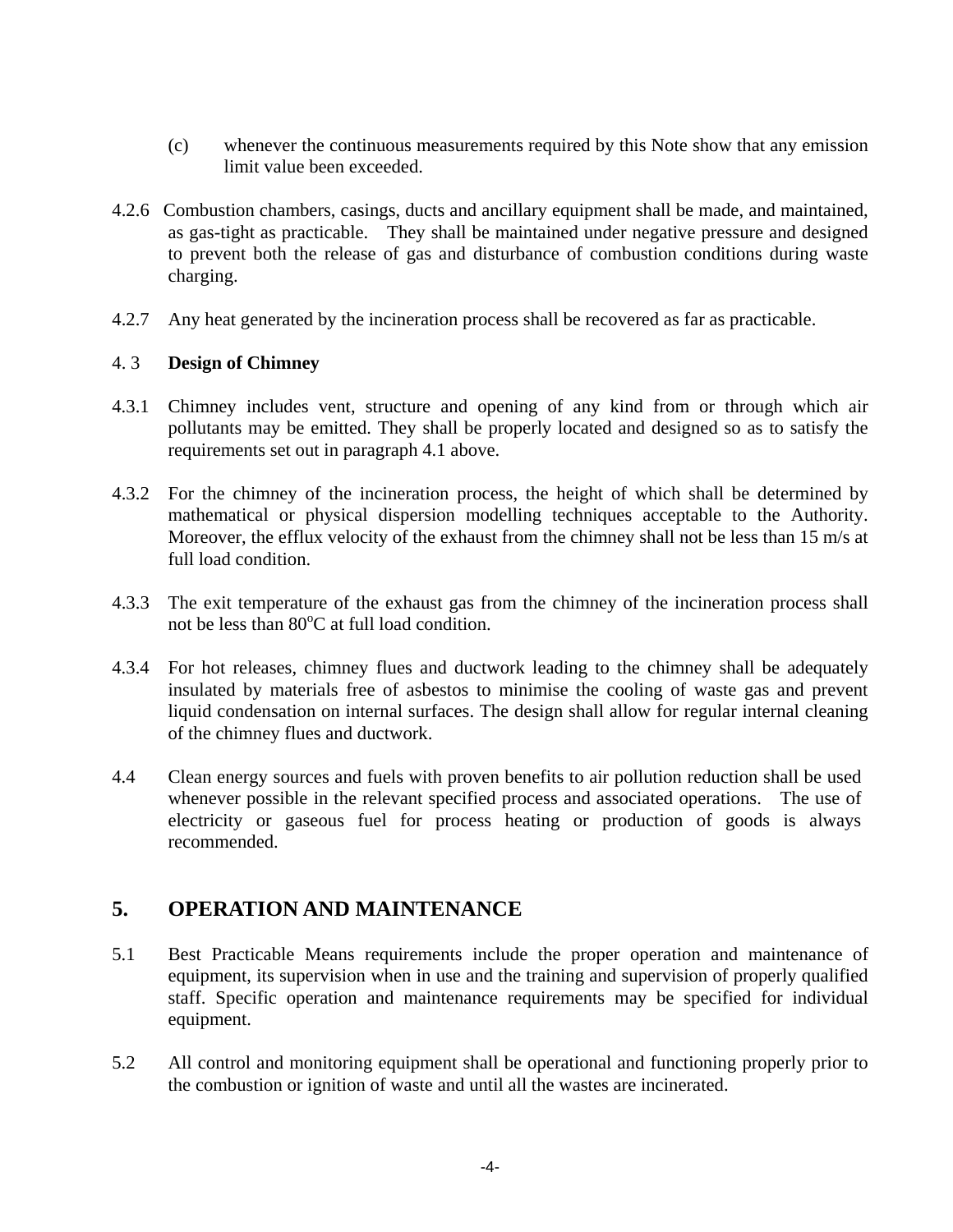(c) whenever the continuous measurements required by this Note show that any emission limit value been exceeded.

4.2.6 Combustion chambers, casings, ducts and ancillary equipment shall be made, and maintained, as gas-tight as practicable. They shall be maintained under negative pressure and designed to prevent both the release of gas and disturbance of combustion conditions during waste charging.

4.2.7 Any heat generated by the incineration process shall be recovered as far as practicable.

4. 3 **Design of Chimney**

4.3.1 Chimney includes vent, structure and opening of any kind from or through which air pollutants may be emitted. They shall be properly located and designed so as to satisfy the requirements set out in paragraph 4.1 above.

4.3.2 For the chimney of the incineration process, the height of which shall be determined by mathematical or physical dispersion modelling techniques acceptable to the Authority. Moreover, the efflux velocity of the exhaust from the chimney shall not be less than 15 m/s at full load condition.

4.3.3 The exit temperature of the exhaust gas from the chimney of the incineration process shall not be less than $80^{o}C$ at full load condition.

4.3.4 For hot releases, chimney flues and ductwork leading to the chimney shall be adequately insulated by materials free of asbestos to minimise the cooling of waste gas and prevent liquid condensation on internal surfaces. The design shall allow for regular internal cleaning of the chimney flues and ductwork.

4.4 Clean energy sources and fuels with proven benefits to air pollution reduction shall be used whenever possible in the relevant specified process and associated operations. The use of electricity or gaseous fuel for process heating or production of goods is always recommended.

## 5. OPERATION AND MAINTENANCE

5.1 Best Practicable Means requirements include the proper operation and maintenance of equipment, its supervision when in use and the training and supervision of properly qualified staff. Specific operation and maintenance requirements may be specified for individual equipment.

5.2 All control and monitoring equipment shall be operational and functioning properly prior to the combustion or ignition of waste and until all the wastes are incinerated.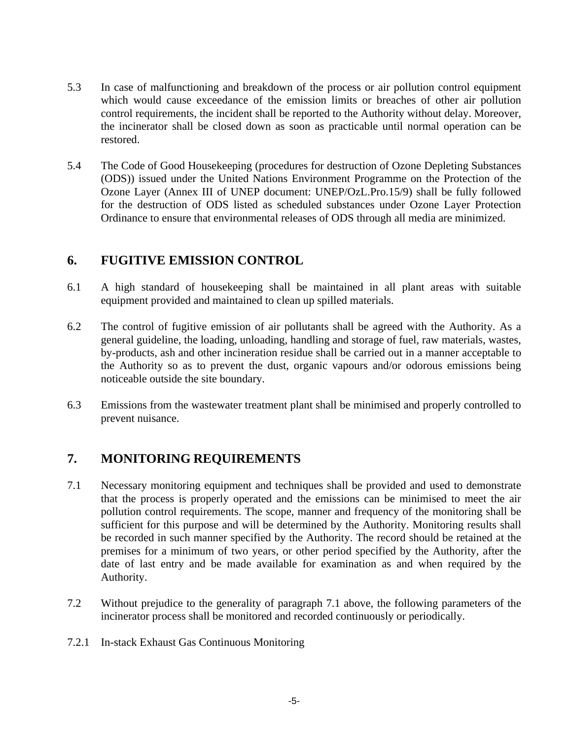5.3 In case of malfunctioning and breakdown of the process or air pollution control equipment which would cause exceedance of the emission limits or breaches of other air pollution control requirements, the incident shall be reported to the Authority without delay. Moreover, the incinerator shall be closed down as soon as practicable until normal operation can be restored.

5.4 The Code of Good Housekeeping (procedures for destruction of Ozone Depleting Substances (ODS)) issued under the United Nations Environment Programme on the Protection of the Ozone Layer (Annex III of UNEP document: UNEP/OzL.Pro.15/9) shall be fully followed for the destruction of ODS listed as scheduled substances under Ozone Layer Protection Ordinance to ensure that environmental releases of ODS through all media are minimized.

## 6. FUGITIVE EMISSION CONTROL

6.1 A high standard of housekeeping shall be maintained in all plant areas with suitable equipment provided and maintained to clean up spilled materials.

6.2 The control of fugitive emission of air pollutants shall be agreed with the Authority. As a general guideline, the loading, unloading, handling and storage of fuel, raw materials, wastes, by-products, ash and other incineration residue shall be carried out in a manner acceptable to the Authority so as to prevent the dust, organic vapours and/or odorous emissions being noticeable outside the site boundary.

6.3 Emissions from the wastewater treatment plant shall be minimised and properly controlled to prevent nuisance.

## 7. MONITORING REQUIREMENTS

7.1 Necessary monitoring equipment and techniques shall be provided and used to demonstrate that the process is properly operated and the emissions can be minimised to meet the air pollution control requirements. The scope, manner and frequency of the monitoring shall be sufficient for this purpose and will be determined by the Authority. Monitoring results shall be recorded in such manner specified by the Authority. The record should be retained at the premises for a minimum of two years, or other period specified by the Authority, after the date of last entry and be made available for examination as and when required by the Authority.

7.2 Without prejudice to the generality of paragraph 7.1 above, the following parameters of the incinerator process shall be monitored and recorded continuously or periodically.

7.2.1 In-stack Exhaust Gas Continuous Monitoring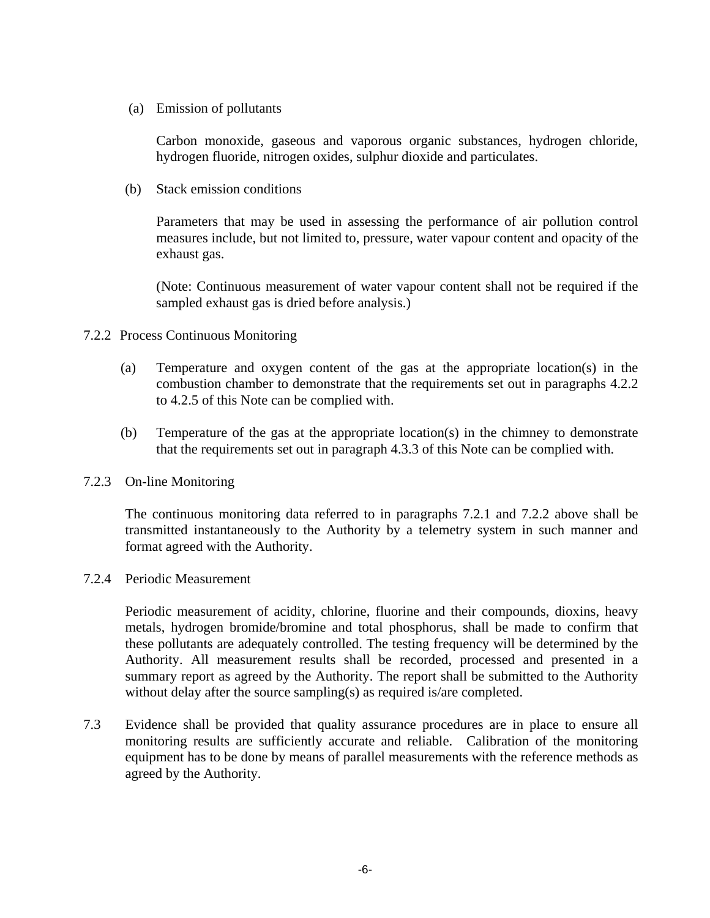(a) Emission of pollutants

Carbon monoxide, gaseous and vaporous organic substances, hydrogen chloride, hydrogen fluoride, nitrogen oxides, sulphur dioxide and particulates.

(b) Stack emission conditions

Parameters that may be used in assessing the performance of air pollution control measures include, but not limited to, pressure, water vapour content and opacity of the exhaust gas.

(Note: Continuous measurement of water vapour content shall not be required if the sampled exhaust gas is dried before analysis.)

7.2.2 Process Continuous Monitoring

(a) Temperature and oxygen content of the gas at the appropriate location(s) in the combustion chamber to demonstrate that the requirements set out in paragraphs 4.2.2 to 4.2.5 of this Note can be complied with.

(b) Temperature of the gas at the appropriate location(s) in the chimney to demonstrate that the requirements set out in paragraph 4.3.3 of this Note can be complied with.

7.2.3 On-line Monitoring

The continuous monitoring data referred to in paragraphs 7.2.1 and 7.2.2 above shall be transmitted instantaneously to the Authority by a telemetry system in such manner and format agreed with the Authority.

7.2.4 Periodic Measurement

Periodic measurement of acidity, chlorine, fluorine and their compounds, dioxins, heavy metals, hydrogen bromide/bromine and total phosphorus, shall be made to confirm that these pollutants are adequately controlled. The testing frequency will be determined by the Authority. All measurement results shall be recorded, processed and presented in a summary report as agreed by the Authority. The report shall be submitted to the Authority without delay after the source sampling(s) as required is/are completed.

7.3 Evidence shall be provided that quality assurance procedures are in place to ensure all monitoring results are sufficiently accurate and reliable. Calibration of the monitoring equipment has to be done by means of parallel measurements with the reference methods as agreed by the Authority.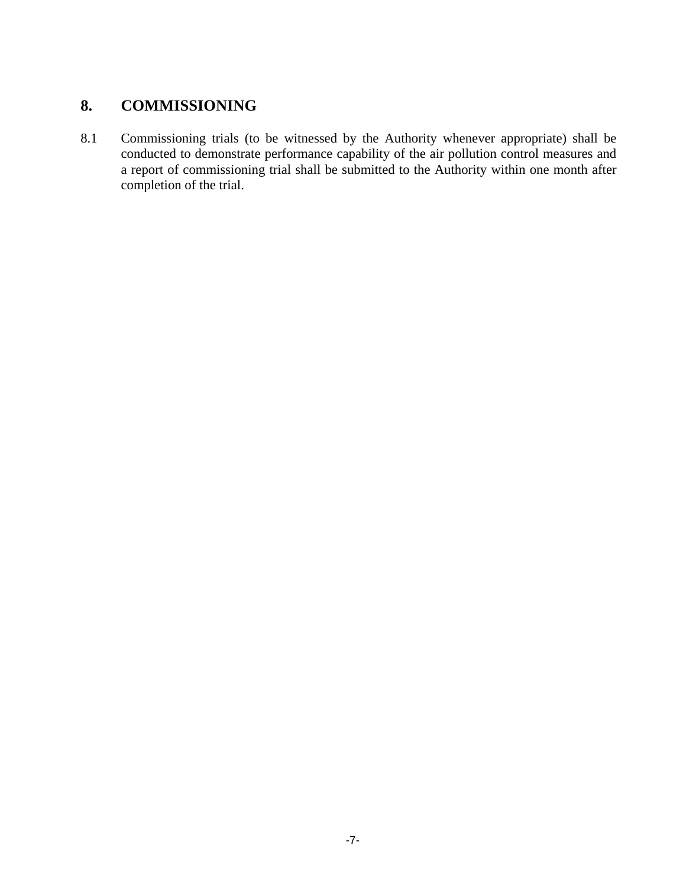## 8. COMMISSIONING

8.1 Commissioning trials (to be witnessed by the Authority whenever appropriate) shall be conducted to demonstrate performance capability of the air pollution control measures and a report of commissioning trial shall be submitted to the Authority within one month after completion of the trial.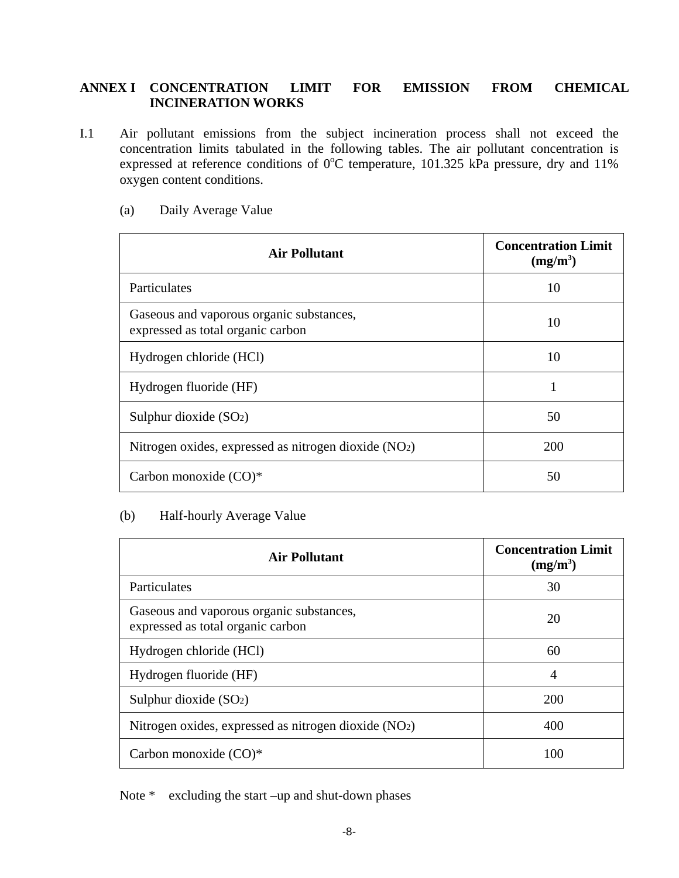## ANNEX I CONCENTRATION LIMIT FOR EMISSION FROM CHEMICAL INCINERATION WORKS

I.1 Air pollutant emissions from the subject incineration process shall not exceed the concentration limits tabulated in the following tables. The air pollutant concentration is expressed at reference conditions of $0^{o}C$ temperature, 101.325 kPa pressure, dry and 11% oxygen content conditions.

(a) Daily Average Value

| **Air Pollutant** | **Concentration Limit ($mg/m^3$)** |
|---|---|
| Particulates | 10 |
| Gaseous and vaporous organic substances, expressed as total organic carbon | 10 |
| Hydrogen chloride (HCl) | 10 |
| Hydrogen fluoride (HF) | 1 |
| Sulphur dioxide ($SO_2$) | 50 |
| Nitrogen oxides, expressed as nitrogen dioxide ($NO_2$) | 200 |
| Carbon monoxide (CO)* | 50 |

(b) Half-hourly Average Value

| **Air Pollutant** | **Concentration Limit ($mg/m^3$)** |
|---|---|
| Particulates | 30 |
| Gaseous and vaporous organic substances, expressed as total organic carbon | 20 |
| Hydrogen chloride (HCl) | 60 |
| Hydrogen fluoride (HF) | 4 |
| Sulphur dioxide ($SO_2$) | 200 |
| Nitrogen oxides, expressed as nitrogen dioxide ($NO_2$) | 400 |
| Carbon monoxide (CO)* | 100 |

Note * excluding the start –up and shut-down phases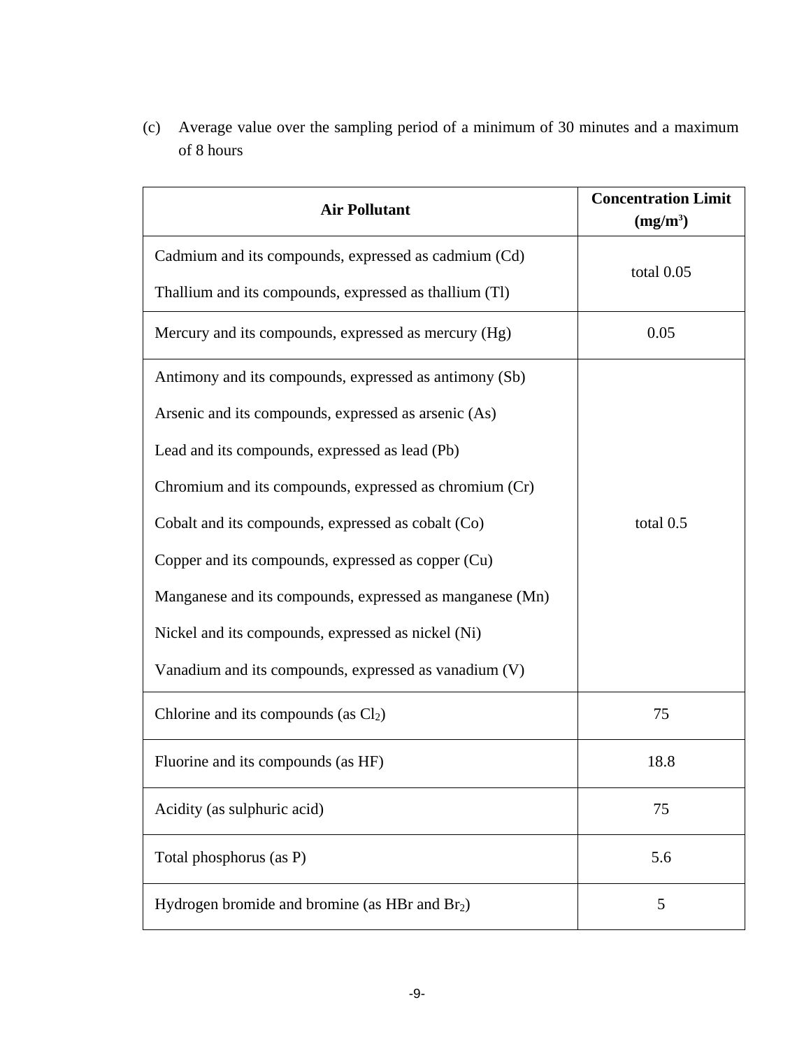(c) Average value over the sampling period of a minimum of 30 minutes and a maximum of 8 hours

| Air Pollutant | Concentration Limit ($mg/m^3$) |
| --- | --- |
| Cadmium and its compounds, expressed as cadmium (Cd)<br>Thallium and its compounds, expressed as thallium (Tl) | total 0.05 |
| Mercury and its compounds, expressed as mercury (Hg) | 0.05 |
| Antimony and its compounds, expressed as antimony (Sb)<br>Arsenic and its compounds, expressed as arsenic (As)<br>Lead and its compounds, expressed as lead (Pb)<br>Chromium and its compounds, expressed as chromium (Cr)<br>Cobalt and its compounds, expressed as cobalt (Co)<br>Copper and its compounds, expressed as copper (Cu)<br>Manganese and its compounds, expressed as manganese (Mn)<br>Nickel and its compounds, expressed as nickel (Ni)<br>Vanadium and its compounds, expressed as vanadium (V) | total 0.5 |
| Chlorine and its compounds (as $Cl_2$) | 75 |
| Fluorine and its compounds (as HF) | 18.8 |
| Acidity (as sulphuric acid) | 75 |
| Total phosphorus (as P) | 5.6 |
| Hydrogen bromide and bromine (as HBr and $Br_2$) | 5 |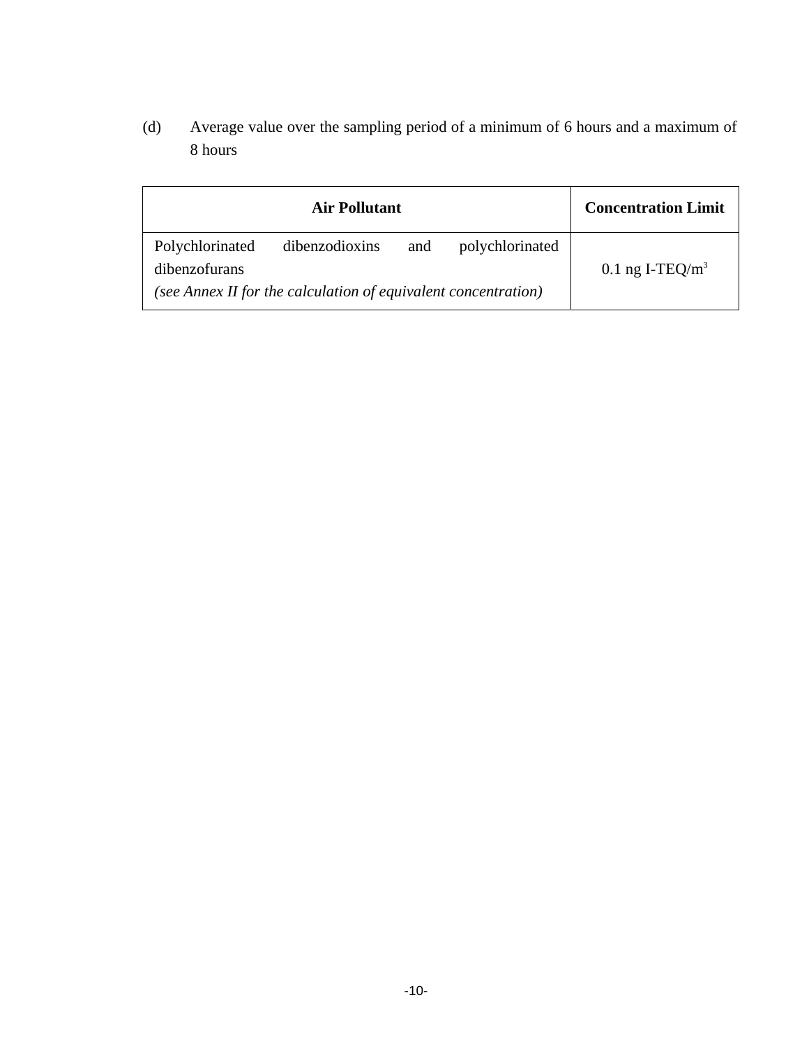(d) Average value over the sampling period of a minimum of 6 hours and a maximum of 8 hours

| Air Pollutant | Concentration Limit |
|---|---|
| Polychlorinated dibenzodioxins and polychlorinated dibenzofurans<br>*(see Annex II for the calculation of equivalent concentration)* | 0.1 ng I-TEQ/$m^3$ |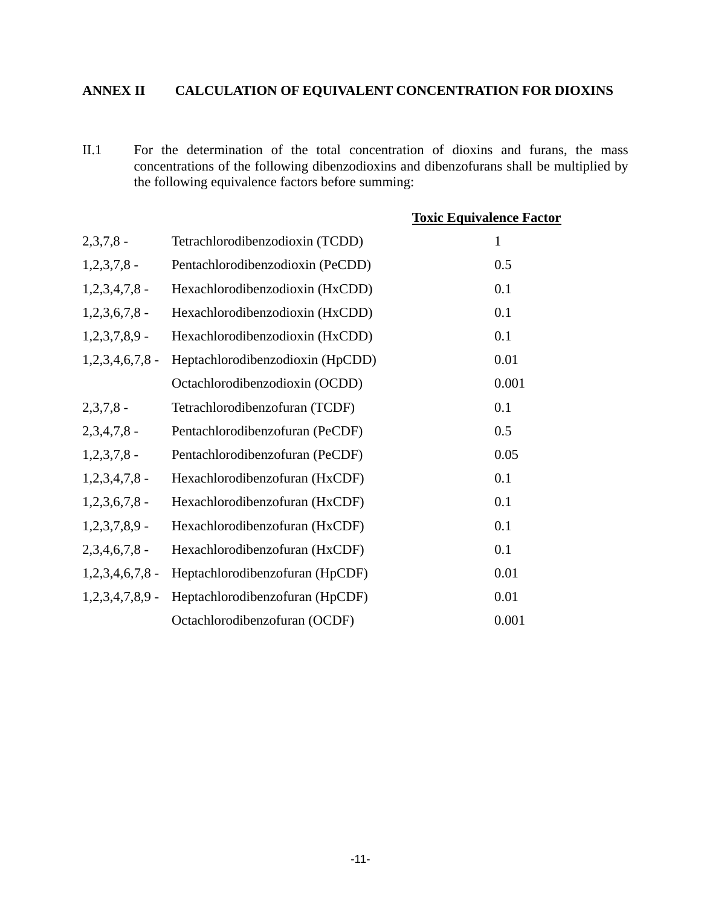## ANNEX II CALCULATION OF EQUIVALENT CONCENTRATION FOR DIOXINS

II.1 For the determination of the total concentration of dioxins and furans, the mass concentrations of the following dibenzodioxins and dibenzofurans shall be multiplied by the following equivalence factors before summing:

| | | Toxic Equivalence Factor |
|---|---|---|
| 2,3,7,8 - | Tetrachlorodibenzodioxin (TCDD) | 1 |
| 1,2,3,7,8 - | Pentachlorodibenzodioxin (PeCDD) | 0.5 |
| 1,2,3,4,7,8 - | Hexachlorodibenzodioxin (HxCDD) | 0.1 |
| 1,2,3,6,7,8 - | Hexachlorodibenzodioxin (HxCDD) | 0.1 |
| 1,2,3,7,8,9 - | Hexachlorodibenzodioxin (HxCDD) | 0.1 |
| 1,2,3,4,6,7,8 - | Heptachlorodibenzodioxin (HpCDD) | 0.01 |
| | Octachlorodibenzodioxin (OCDD) | 0.001 |
| 2,3,7,8 - | Tetrachlorodibenzofuran (TCDF) | 0.1 |
| 2,3,4,7,8 - | Pentachlorodibenzofuran (PeCDF) | 0.5 |
| 1,2,3,7,8 - | Pentachlorodibenzofuran (PeCDF) | 0.05 |
| 1,2,3,4,7,8 - | Hexachlorodibenzofuran (HxCDF) | 0.1 |
| 1,2,3,6,7,8 - | Hexachlorodibenzofuran (HxCDF) | 0.1 |
| 1,2,3,7,8,9 - | Hexachlorodibenzofuran (HxCDF) | 0.1 |
| 2,3,4,6,7,8 - | Hexachlorodibenzofuran (HxCDF) | 0.1 |
| 1,2,3,4,6,7,8 - | Heptachlorodibenzofuran (HpCDF) | 0.01 |
| 1,2,3,4,7,8,9 - | Heptachlorodibenzofuran (HpCDF) | 0.01 |
| | Octachlorodibenzofuran (OCDF) | 0.001 |